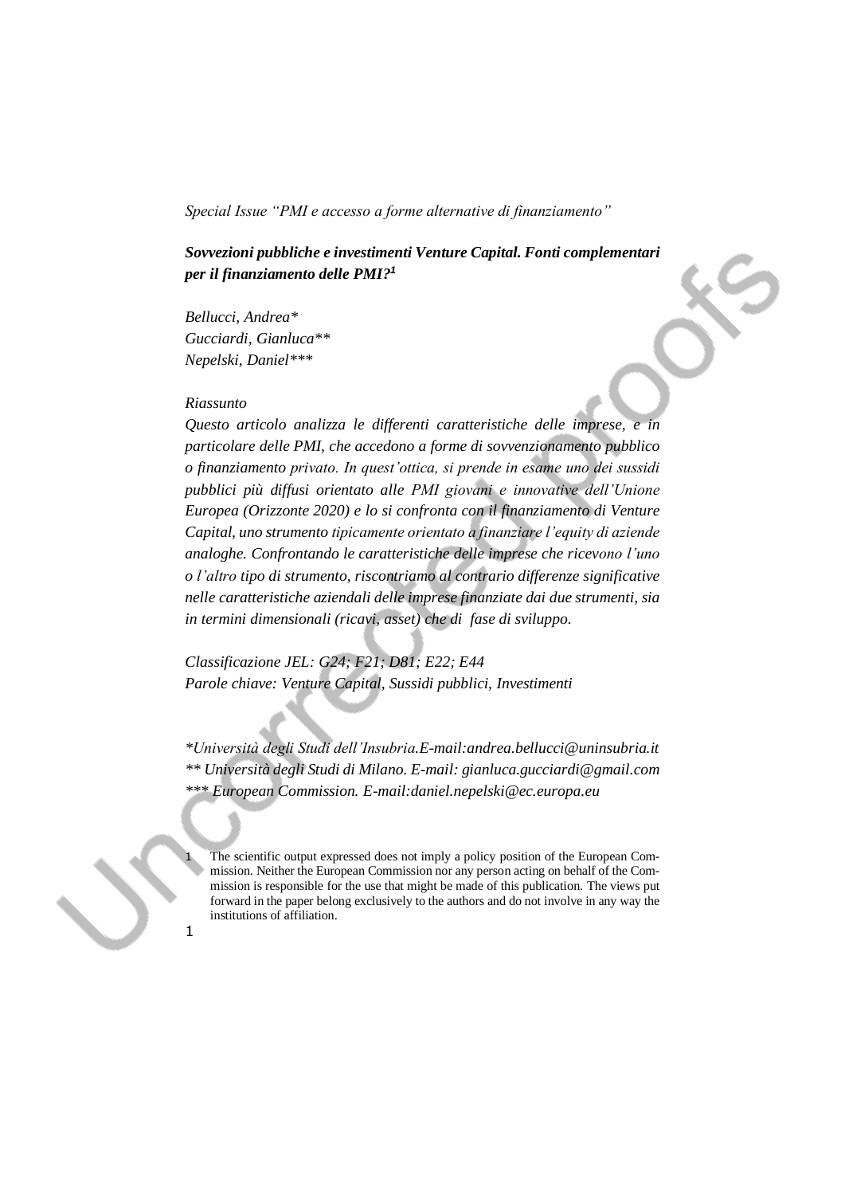*Special Issue "PMI e accesso a forme alternative di finanziamento"*

# *Sovvezioni pubbliche e investimenti Venture Capital. Fonti complementari per il finanziamento delle PMI?*[1]

*Bellucci, Andrea**
*Gucciardi, Gianluca***
*Nepelski, Daniel****

*Riassunto*

*Questo articolo analizza le differenti caratteristiche delle imprese, e in particolare delle PMI, che accedono a forme di sovvenzionamento pubblico o finanziamento privato. In quest'ottica, si prende in esame uno dei sussidi pubblici più diffusi orientato alle PMI giovani e innovative dell'Unione Europea (Orizzonte 2020) e lo si confronta con il finanziamento di Venture Capital, uno strumento tipicamente orientato a finanziare l'equity di aziende analoghe. Confrontando le caratteristiche delle imprese che ricevono l'uno o l'altro tipo di strumento, riscontriamo al contrario differenze significative nelle caratteristiche aziendali delle imprese finanziate dai due strumenti, sia in termini dimensionali (ricavi, asset) che di fase di sviluppo.*

*Classificazione JEL: G24; F21; D81; E22; E44*
*Parole chiave: Venture Capital, Sussidi pubblici, Investimenti*

**Università degli Studi dell'Insubria.E-mail:andrea.bellucci@uninsubria.it*
*** Università degli Studi di Milano. E-mail: gianluca.gucciardi@gmail.com*
**** European Commission. E-mail:daniel.nepelski@ec.europa.eu*

[1] The scientific output expressed does not imply a policy position of the European Commission. Neither the European Commission nor any person acting on behalf of the Commission is responsible for the use that might be made of this publication. The views put forward in the paper belong exclusively to the authors and do not involve in any way the institutions of affiliation.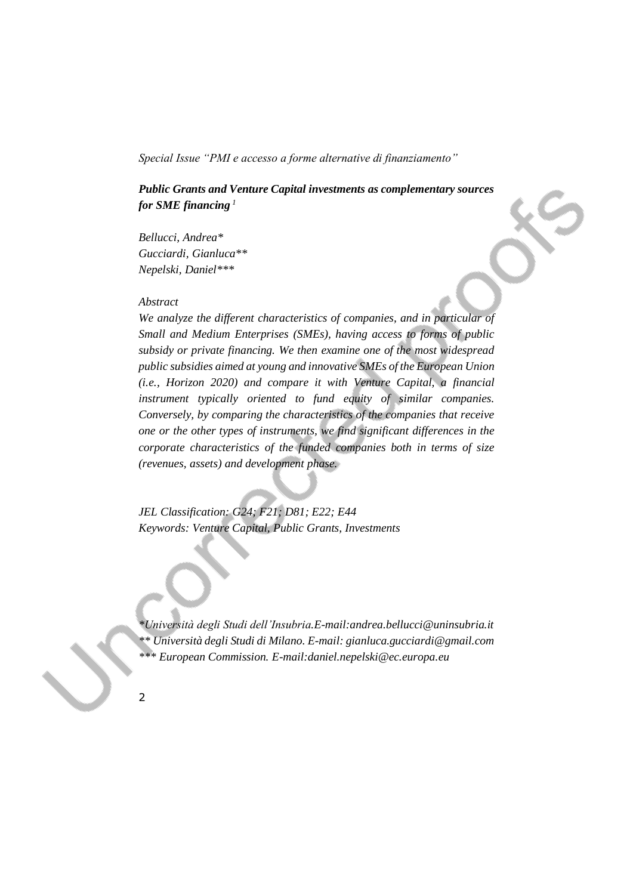*Special Issue "PMI e accesso a forme alternative di finanziamento"*

***Public Grants and Venture Capital investments as complementary sources for SME financing*** [1]

*Bellucci, Andrea**
*Gucciardi, Gianluca***
*Nepelski, Daniel****

*Abstract*

*We analyze the different characteristics of companies, and in particular of Small and Medium Enterprises (SMEs), having access to forms of public subsidy or private financing. We then examine one of the most widespread public subsidies aimed at young and innovative SMEs of the European Union (i.e., Horizon 2020) and compare it with Venture Capital, a financial instrument typically oriented to fund equity of similar companies. Conversely, by comparing the characteristics of the companies that receive one or the other types of instruments, we find significant differences in the corporate characteristics of the funded companies both in terms of size (revenues, assets) and development phase.*

*JEL Classification: G24; F21; D81; E22; E44*
*Keywords: Venture Capital, Public Grants, Investments*

*\*Università degli Studi dell'Insubria.E-mail:andrea.bellucci@uninsubria.it*
*\*\* Università degli Studi di Milano. E-mail: gianluca.gucciardi@gmail.com*
*\*\*\* European Commission. E-mail:daniel.nepelski@ec.europa.eu*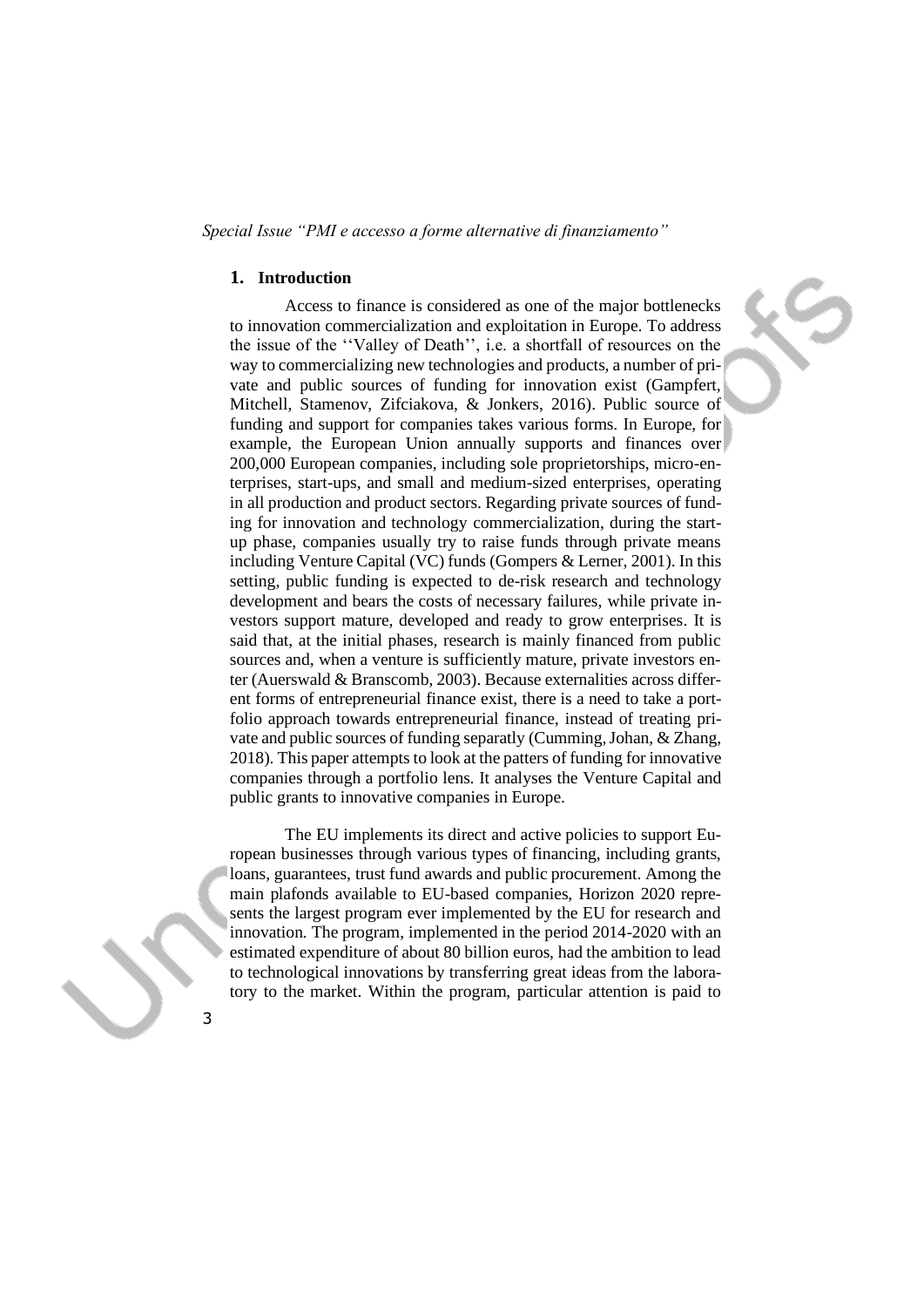## 1. Introduction

Access to finance is considered as one of the major bottlenecks to innovation commercialization and exploitation in Europe. To address the issue of the ''Valley of Death'', i.e. a shortfall of resources on the way to commercializing new technologies and products, a number of private and public sources of funding for innovation exist (Gampfert, Mitchell, Stamenov, Zifciakova, & Jonkers, 2016). Public source of funding and support for companies takes various forms. In Europe, for example, the European Union annually supports and finances over 200,000 European companies, including sole proprietorships, micro-enterprises, start-ups, and small and medium-sized enterprises, operating in all production and product sectors. Regarding private sources of funding for innovation and technology commercialization, during the start-up phase, companies usually try to raise funds through private means including Venture Capital (VC) funds (Gompers & Lerner, 2001). In this setting, public funding is expected to de-risk research and technology development and bears the costs of necessary failures, while private investors support mature, developed and ready to grow enterprises. It is said that, at the initial phases, research is mainly financed from public sources and, when a venture is sufficiently mature, private investors enter (Auerswald & Branscomb, 2003). Because externalities across different forms of entrepreneurial finance exist, there is a need to take a portfolio approach towards entrepreneurial finance, instead of treating private and public sources of funding separatly (Cumming, Johan, & Zhang, 2018). This paper attempts to look at the patters of funding for innovative companies through a portfolio lens. It analyses the Venture Capital and public grants to innovative companies in Europe.

The EU implements its direct and active policies to support European businesses through various types of financing, including grants, loans, guarantees, trust fund awards and public procurement. Among the main plafonds available to EU-based companies, Horizon 2020 represents the largest program ever implemented by the EU for research and innovation. The program, implemented in the period 2014-2020 with an estimated expenditure of about 80 billion euros, had the ambition to lead to technological innovations by transferring great ideas from the laboratory to the market. Within the program, particular attention is paid to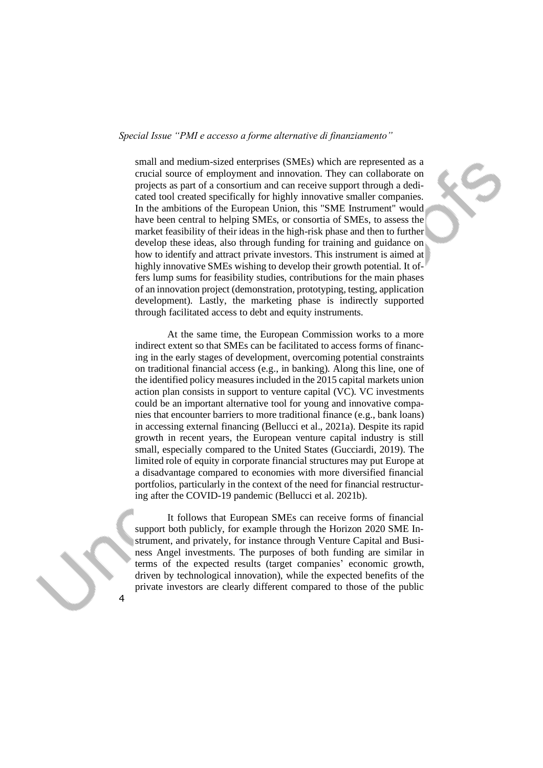small and medium-sized enterprises (SMEs) which are represented as a crucial source of employment and innovation. They can collaborate on projects as part of a consortium and can receive support through a dedicated tool created specifically for highly innovative smaller companies. In the ambitions of the European Union, this "SME Instrument" would have been central to helping SMEs, or consortia of SMEs, to assess the market feasibility of their ideas in the high-risk phase and then to further develop these ideas, also through funding for training and guidance on how to identify and attract private investors. This instrument is aimed at highly innovative SMEs wishing to develop their growth potential. It offers lump sums for feasibility studies, contributions for the main phases of an innovation project (demonstration, prototyping, testing, application development). Lastly, the marketing phase is indirectly supported through facilitated access to debt and equity instruments.

At the same time, the European Commission works to a more indirect extent so that SMEs can be facilitated to access forms of financing in the early stages of development, overcoming potential constraints on traditional financial access (e.g., in banking). Along this line, one of the identified policy measures included in the 2015 capital markets union action plan consists in support to venture capital (VC). VC investments could be an important alternative tool for young and innovative companies that encounter barriers to more traditional finance (e.g., bank loans) in accessing external financing (Bellucci et al., 2021a). Despite its rapid growth in recent years, the European venture capital industry is still small, especially compared to the United States (Gucciardi, 2019). The limited role of equity in corporate financial structures may put Europe at a disadvantage compared to economies with more diversified financial portfolios, particularly in the context of the need for financial restructuring after the COVID-19 pandemic (Bellucci et al. 2021b).

It follows that European SMEs can receive forms of financial support both publicly, for example through the Horizon 2020 SME Instrument, and privately, for instance through Venture Capital and Business Angel investments. The purposes of both funding are similar in terms of the expected results (target companies' economic growth, driven by technological innovation), while the expected benefits of the private investors are clearly different compared to those of the public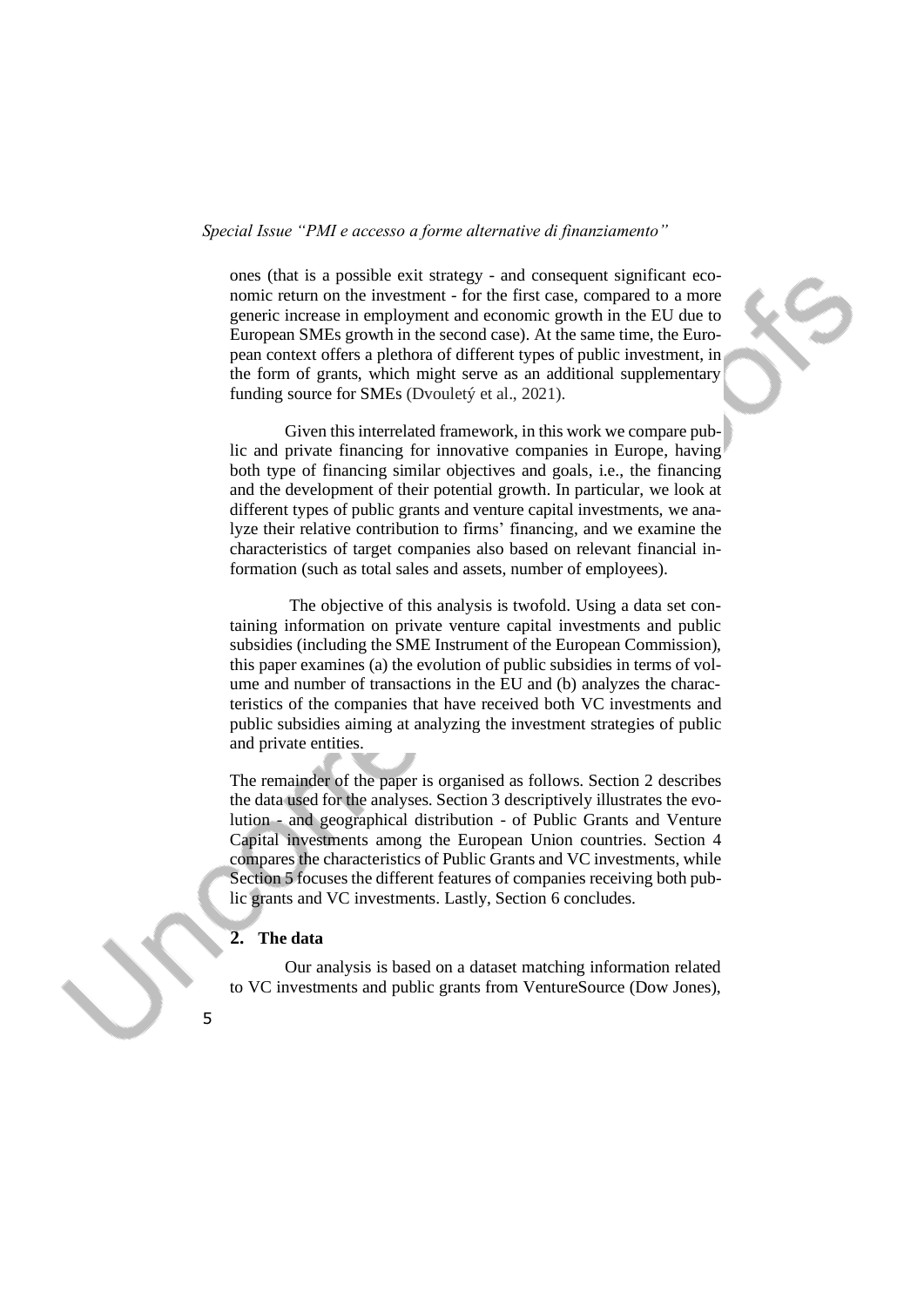ones (that is a possible exit strategy - and consequent significant economic return on the investment - for the first case, compared to a more generic increase in employment and economic growth in the EU due to European SMEs growth in the second case). At the same time, the European context offers a plethora of different types of public investment, in the form of grants, which might serve as an additional supplementary funding source for SMEs (Dvouletý et al., 2021).

Given this interrelated framework, in this work we compare public and private financing for innovative companies in Europe, having both type of financing similar objectives and goals, i.e., the financing and the development of their potential growth. In particular, we look at different types of public grants and venture capital investments, we analyze their relative contribution to firms' financing, and we examine the characteristics of target companies also based on relevant financial information (such as total sales and assets, number of employees).

The objective of this analysis is twofold. Using a data set containing information on private venture capital investments and public subsidies (including the SME Instrument of the European Commission), this paper examines (a) the evolution of public subsidies in terms of volume and number of transactions in the EU and (b) analyzes the characteristics of the companies that have received both VC investments and public subsidies aiming at analyzing the investment strategies of public and private entities.

The remainder of the paper is organised as follows. Section 2 describes the data used for the analyses. Section 3 descriptively illustrates the evolution - and geographical distribution - of Public Grants and Venture Capital investments among the European Union countries. Section 4 compares the characteristics of Public Grants and VC investments, while Section 5 focuses the different features of companies receiving both public grants and VC investments. Lastly, Section 6 concludes.

## 2. The data

Our analysis is based on a dataset matching information related to VC investments and public grants from VentureSource (Dow Jones),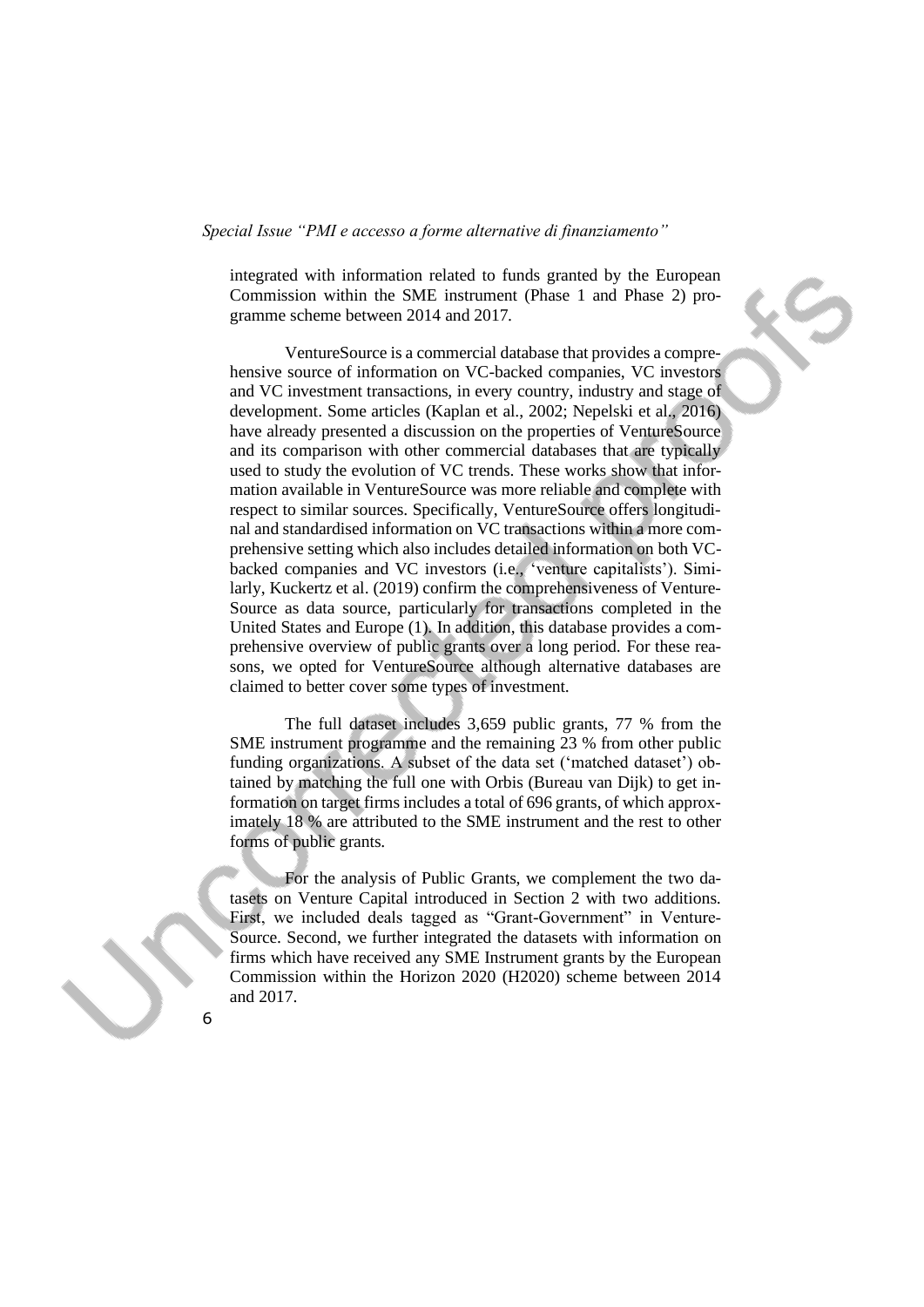integrated with information related to funds granted by the European Commission within the SME instrument (Phase 1 and Phase 2) programme scheme between 2014 and 2017.

VentureSource is a commercial database that provides a comprehensive source of information on VC-backed companies, VC investors and VC investment transactions, in every country, industry and stage of development. Some articles (Kaplan et al., 2002; Nepelski et al., 2016) have already presented a discussion on the properties of VentureSource and its comparison with other commercial databases that are typically used to study the evolution of VC trends. These works show that information available in VentureSource was more reliable and complete with respect to similar sources. Specifically, VentureSource offers longitudinal and standardised information on VC transactions within a more comprehensive setting which also includes detailed information on both VC-backed companies and VC investors (i.e., 'venture capitalists'). Similarly, Kuckertz et al. (2019) confirm the comprehensiveness of VentureSource as data source, particularly for transactions completed in the United States and Europe (1). In addition, this database provides a comprehensive overview of public grants over a long period. For these reasons, we opted for VentureSource although alternative databases are claimed to better cover some types of investment.

The full dataset includes 3,659 public grants, 77 % from the SME instrument programme and the remaining 23 % from other public funding organizations. A subset of the data set ('matched dataset') obtained by matching the full one with Orbis (Bureau van Dijk) to get information on target firms includes a total of 696 grants, of which approximately 18 % are attributed to the SME instrument and the rest to other forms of public grants.

For the analysis of Public Grants, we complement the two datasets on Venture Capital introduced in Section 2 with two additions. First, we included deals tagged as "Grant-Government" in VentureSource. Second, we further integrated the datasets with information on firms which have received any SME Instrument grants by the European Commission within the Horizon 2020 (H2020) scheme between 2014 and 2017.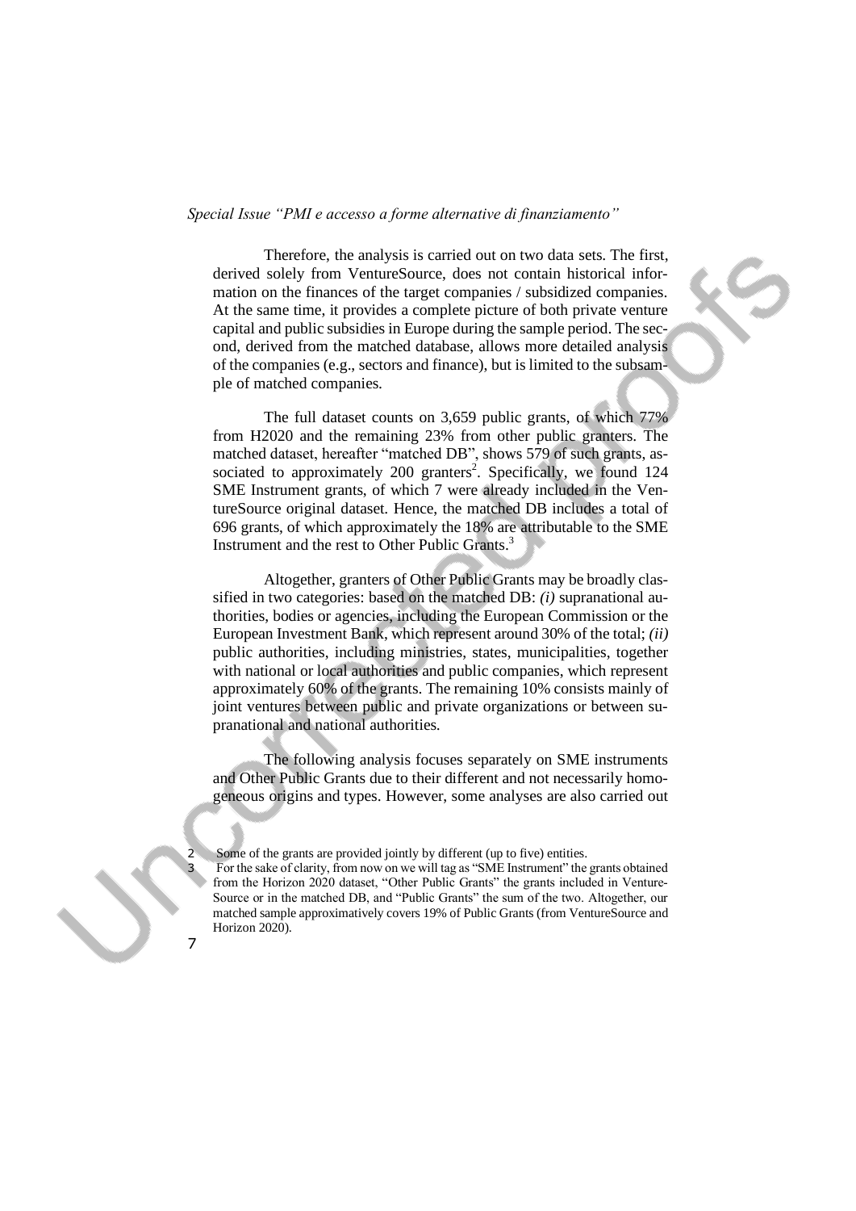Therefore, the analysis is carried out on two data sets. The first, derived solely from VentureSource, does not contain historical information on the finances of the target companies / subsidized companies. At the same time, it provides a complete picture of both private venture capital and public subsidies in Europe during the sample period. The second, derived from the matched database, allows more detailed analysis of the companies (e.g., sectors and finance), but is limited to the subsample of matched companies.

The full dataset counts on 3,659 public grants, of which 77% from H2020 and the remaining 23% from other public granters. The matched dataset, hereafter "matched DB", shows 579 of such grants, associated to approximately 200 granters[2]. Specifically, we found 124 SME Instrument grants, of which 7 were already included in the VentureSource original dataset. Hence, the matched DB includes a total of 696 grants, of which approximately the 18% are attributable to the SME Instrument and the rest to Other Public Grants.[3]

Altogether, granters of Other Public Grants may be broadly classified in two categories: based on the matched DB: *(i)* supranational authorities, bodies or agencies, including the European Commission or the European Investment Bank, which represent around 30% of the total; *(ii)* public authorities, including ministries, states, municipalities, together with national or local authorities and public companies, which represent approximately 60% of the grants. The remaining 10% consists mainly of joint ventures between public and private organizations or between supranational and national authorities.

The following analysis focuses separately on SME instruments and Other Public Grants due to their different and not necessarily homogeneous origins and types. However, some analyses are also carried out

[2] Some of the grants are provided jointly by different (up to five) entities.

[3] For the sake of clarity, from now on we will tag as "SME Instrument" the grants obtained from the Horizon 2020 dataset, "Other Public Grants" the grants included in VentureSource or in the matched DB, and "Public Grants" the sum of the two. Altogether, our matched sample approximatively covers 19% of Public Grants (from VentureSource and Horizon 2020).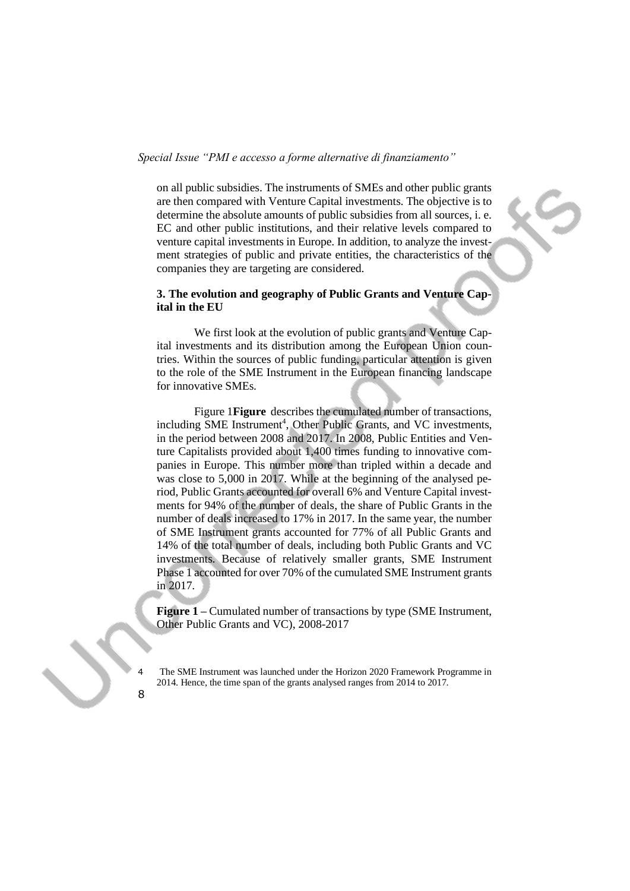on all public subsidies. The instruments of SMEs and other public grants are then compared with Venture Capital investments. The objective is to determine the absolute amounts of public subsidies from all sources, i. e. EC and other public institutions, and their relative levels compared to venture capital investments in Europe. In addition, to analyze the investment strategies of public and private entities, the characteristics of the companies they are targeting are considered.

### 3. The evolution and geography of Public Grants and Venture Capital in the EU

We first look at the evolution of public grants and Venture Capital investments and its distribution among the European Union countries. Within the sources of public funding, particular attention is given to the role of the SME Instrument in the European financing landscape for innovative SMEs.

Figure 1**Figure** describes the cumulated number of transactions, including SME Instrument[4], Other Public Grants, and VC investments, in the period between 2008 and 2017. In 2008, Public Entities and Venture Capitalists provided about 1,400 times funding to innovative companies in Europe. This number more than tripled within a decade and was close to 5,000 in 2017. While at the beginning of the analysed period, Public Grants accounted for overall 6% and Venture Capital investments for 94% of the number of deals, the share of Public Grants in the number of deals increased to 17% in 2017. In the same year, the number of SME Instrument grants accounted for 77% of all Public Grants and 14% of the total number of deals, including both Public Grants and VC investments. Because of relatively smaller grants, SME Instrument Phase 1 accounted for over 70% of the cumulated SME Instrument grants in 2017.

**Figure 1 –** Cumulated number of transactions by type (SME Instrument, Other Public Grants and VC), 2008-2017

[4] The SME Instrument was launched under the Horizon 2020 Framework Programme in 2014. Hence, the time span of the grants analysed ranges from 2014 to 2017.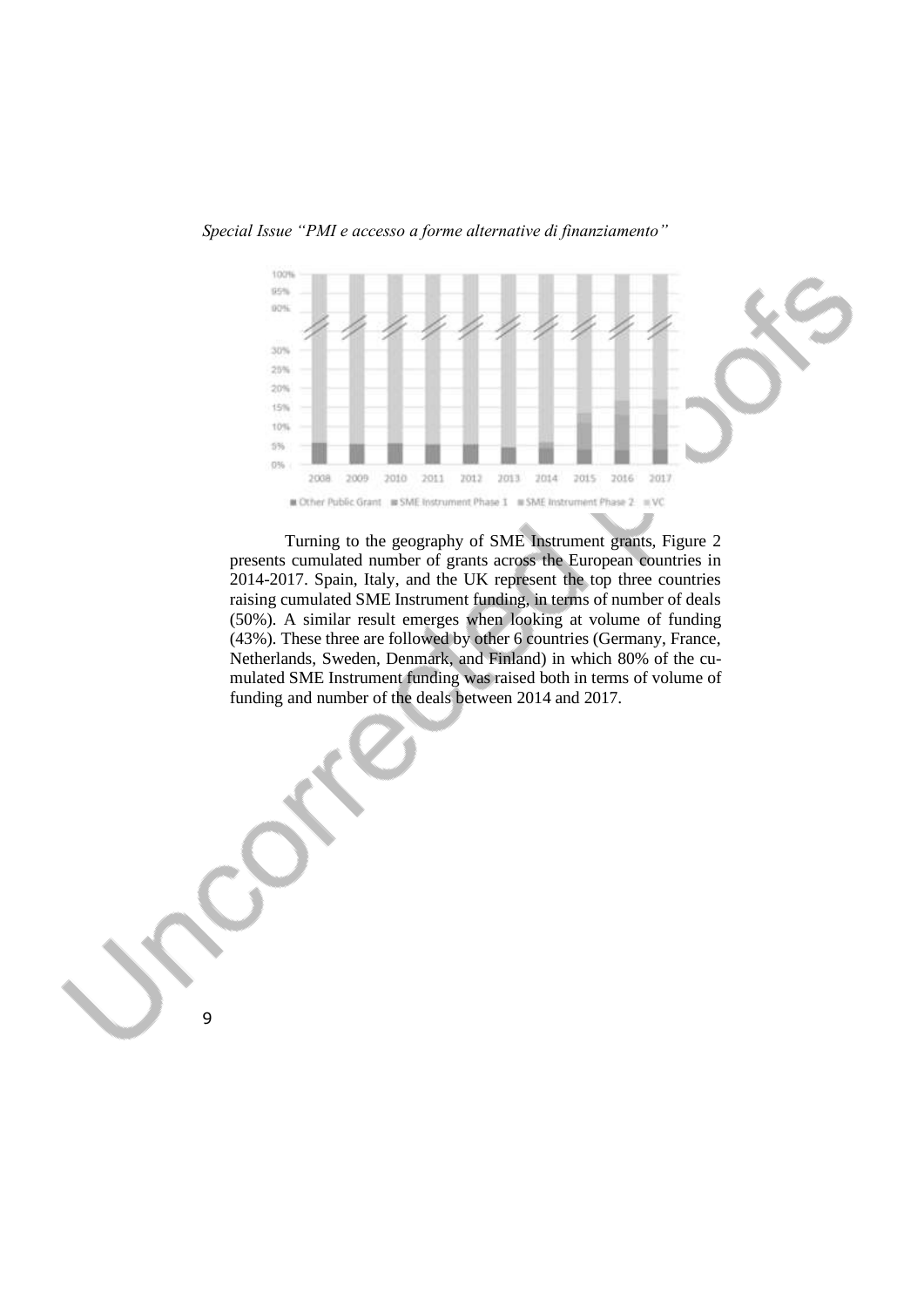Turning to the geography of SME Instrument grants, Figure 2 presents cumulated number of grants across the European countries in 2014-2017. Spain, Italy, and the UK represent the top three countries raising cumulated SME Instrument funding, in terms of number of deals (50%). A similar result emerges when looking at volume of funding (43%). These three are followed by other 6 countries (Germany, France, Netherlands, Sweden, Denmark, and Finland) in which 80% of the cumulated SME Instrument funding was raised both in terms of volume of funding and number of the deals between 2014 and 2017.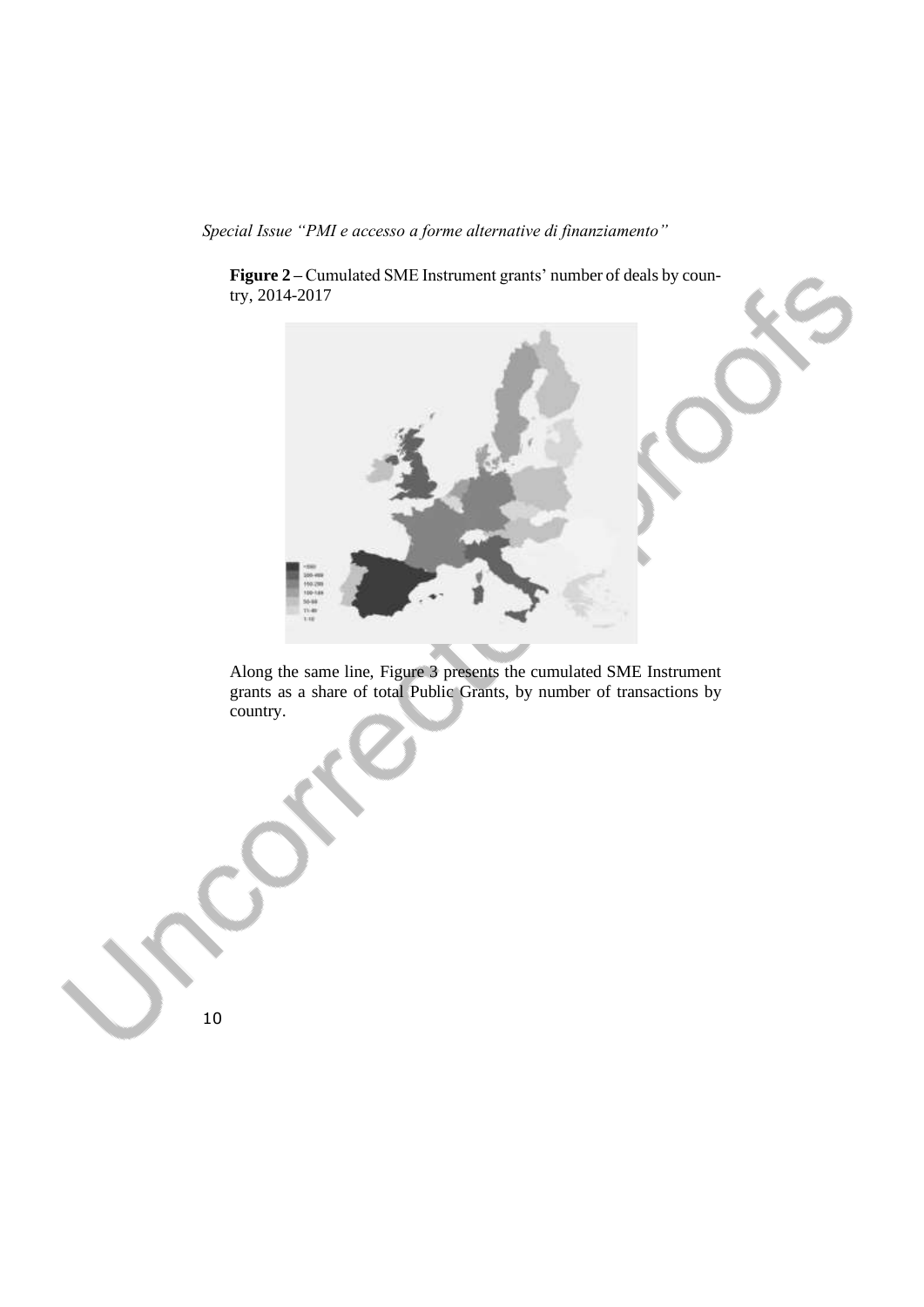**Figure 2** – Cumulated SME Instrument grants' number of deals by country, 2014-2017

Along the same line, Figure 3 presents the cumulated SME Instrument grants as a share of total Public Grants, by number of transactions by country.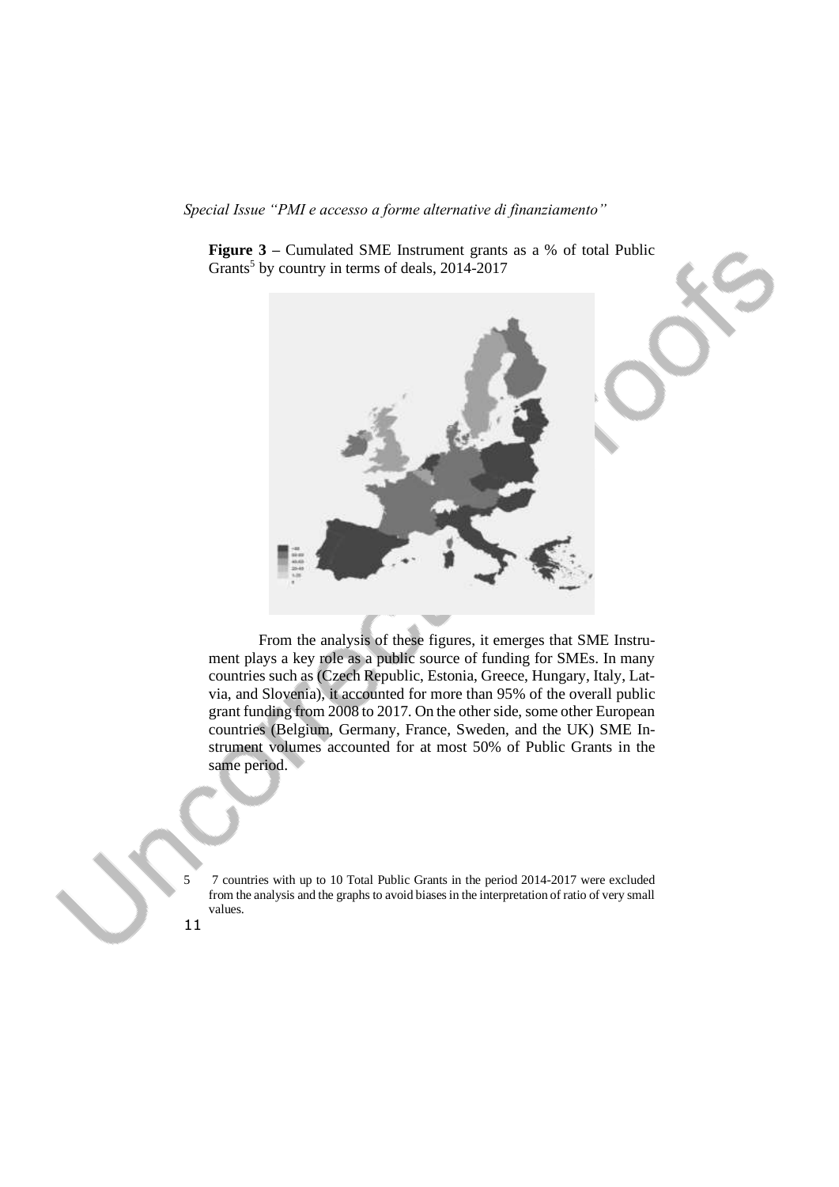**Figure 3** – Cumulated SME Instrument grants as a % of total Public Grants[5] by country in terms of deals, 2014-2017

From the analysis of these figures, it emerges that SME Instrument plays a key role as a public source of funding for SMEs. In many countries such as (Czech Republic, Estonia, Greece, Hungary, Italy, Latvia, and Slovenia), it accounted for more than 95% of the overall public grant funding from 2008 to 2017. On the other side, some other European countries (Belgium, Germany, France, Sweden, and the UK) SME Instrument volumes accounted for at most 50% of Public Grants in the same period.

5 7 countries with up to 10 Total Public Grants in the period 2014-2017 were excluded from the analysis and the graphs to avoid biases in the interpretation of ratio of very small values.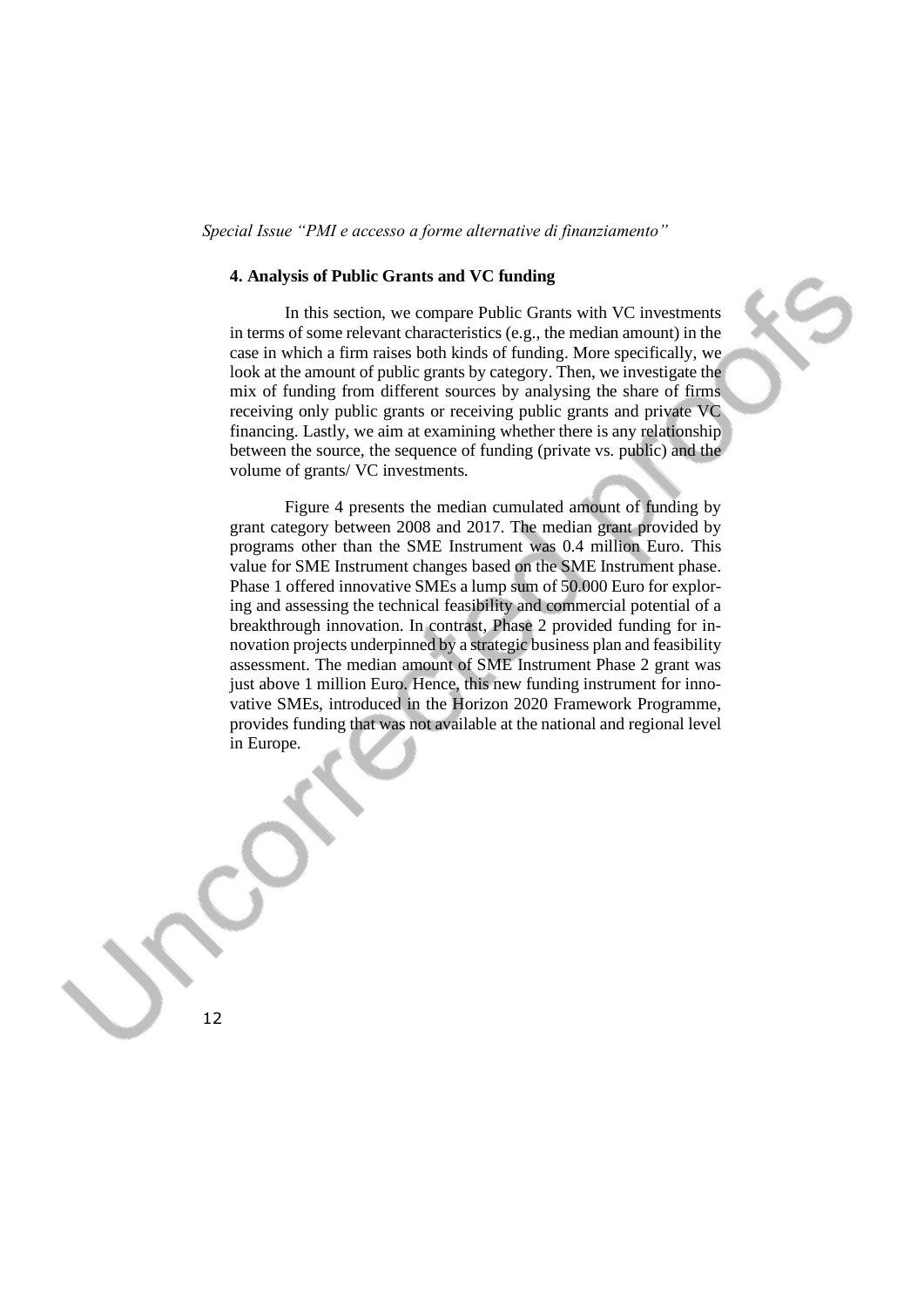## 4. Analysis of Public Grants and VC funding

In this section, we compare Public Grants with VC investments in terms of some relevant characteristics (e.g., the median amount) in the case in which a firm raises both kinds of funding. More specifically, we look at the amount of public grants by category. Then, we investigate the mix of funding from different sources by analysing the share of firms receiving only public grants or receiving public grants and private VC financing. Lastly, we aim at examining whether there is any relationship between the source, the sequence of funding (private vs. public) and the volume of grants/ VC investments.

Figure 4 presents the median cumulated amount of funding by grant category between 2008 and 2017. The median grant provided by programs other than the SME Instrument was 0.4 million Euro. This value for SME Instrument changes based on the SME Instrument phase. Phase 1 offered innovative SMEs a lump sum of 50.000 Euro for exploring and assessing the technical feasibility and commercial potential of a breakthrough innovation. In contrast, Phase 2 provided funding for innovation projects underpinned by a strategic business plan and feasibility assessment. The median amount of SME Instrument Phase 2 grant was just above 1 million Euro. Hence, this new funding instrument for innovative SMEs, introduced in the Horizon 2020 Framework Programme, provides funding that was not available at the national and regional level in Europe.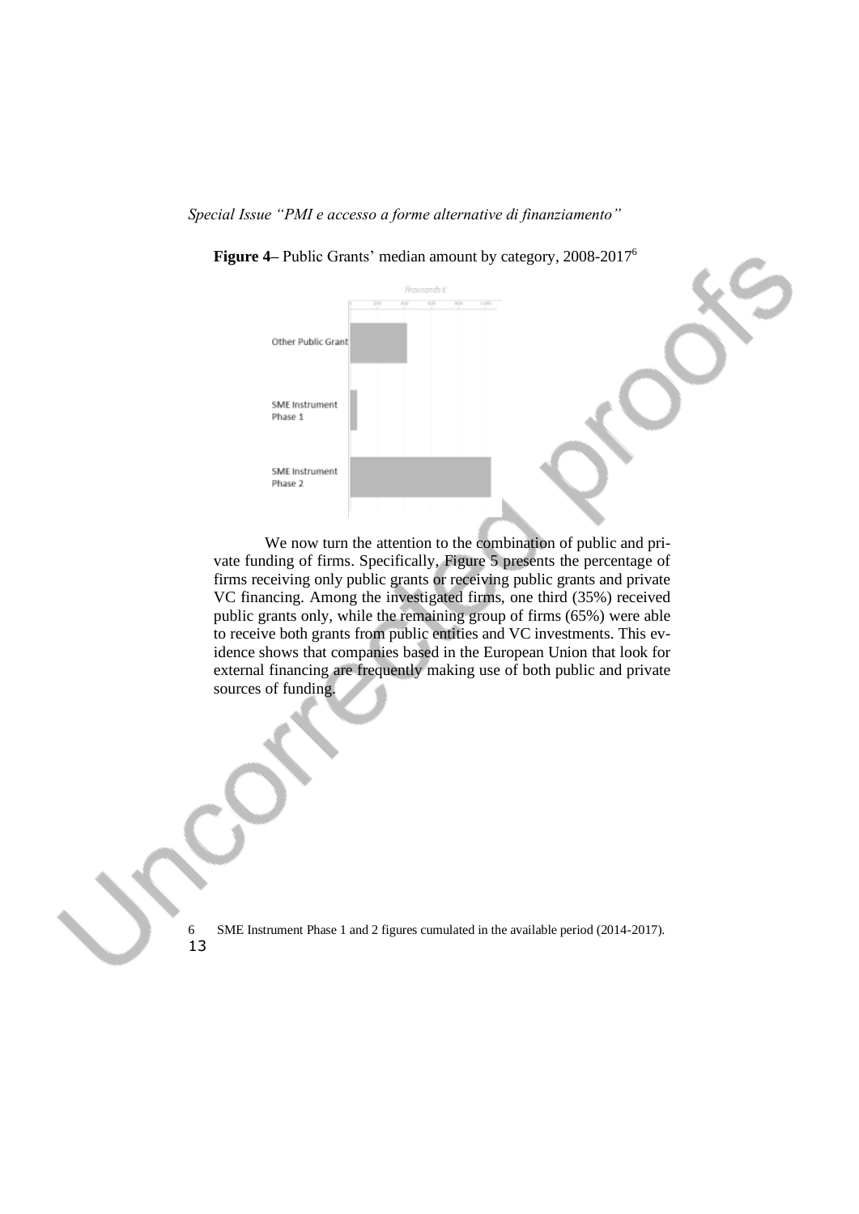**Figure 4–** Public Grants' median amount by category, 2008-2017[6]

We now turn the attention to the combination of public and private funding of firms. Specifically, Figure 5 presents the percentage of firms receiving only public grants or receiving public grants and private VC financing. Among the investigated firms, one third (35%) received public grants only, while the remaining group of firms (65%) were able to receive both grants from public entities and VC investments. This evidence shows that companies based in the European Union that look for external financing are frequently making use of both public and private sources of funding.

6 SME Instrument Phase 1 and 2 figures cumulated in the available period (2014-2017).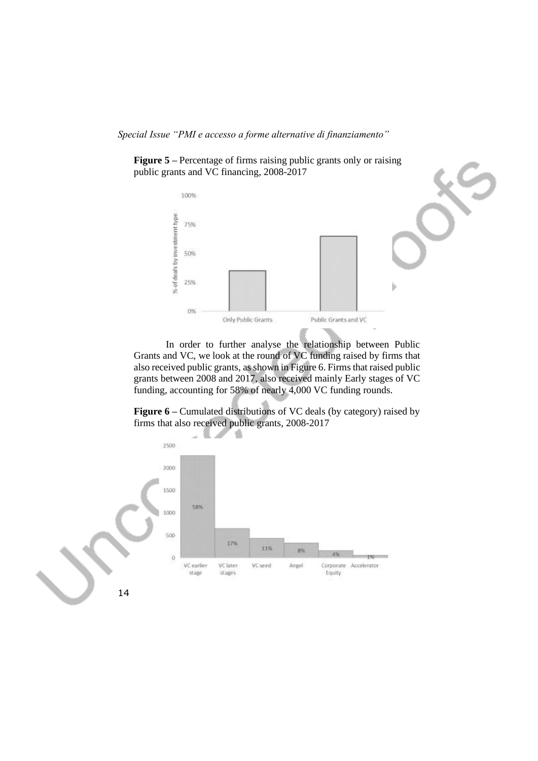**Figure 5 –** Percentage of firms raising public grants only or raising public grants and VC financing, 2008-2017

In order to further analyse the relationship between Public Grants and VC, we look at the round of VC funding raised by firms that also received public grants, as shown in Figure 6. Firms that raised public grants between 2008 and 2017, also received mainly Early stages of VC funding, accounting for 58% of nearly 4,000 VC funding rounds.

**Figure 6 –** Cumulated distributions of VC deals (by category) raised by firms that also received public grants, 2008-2017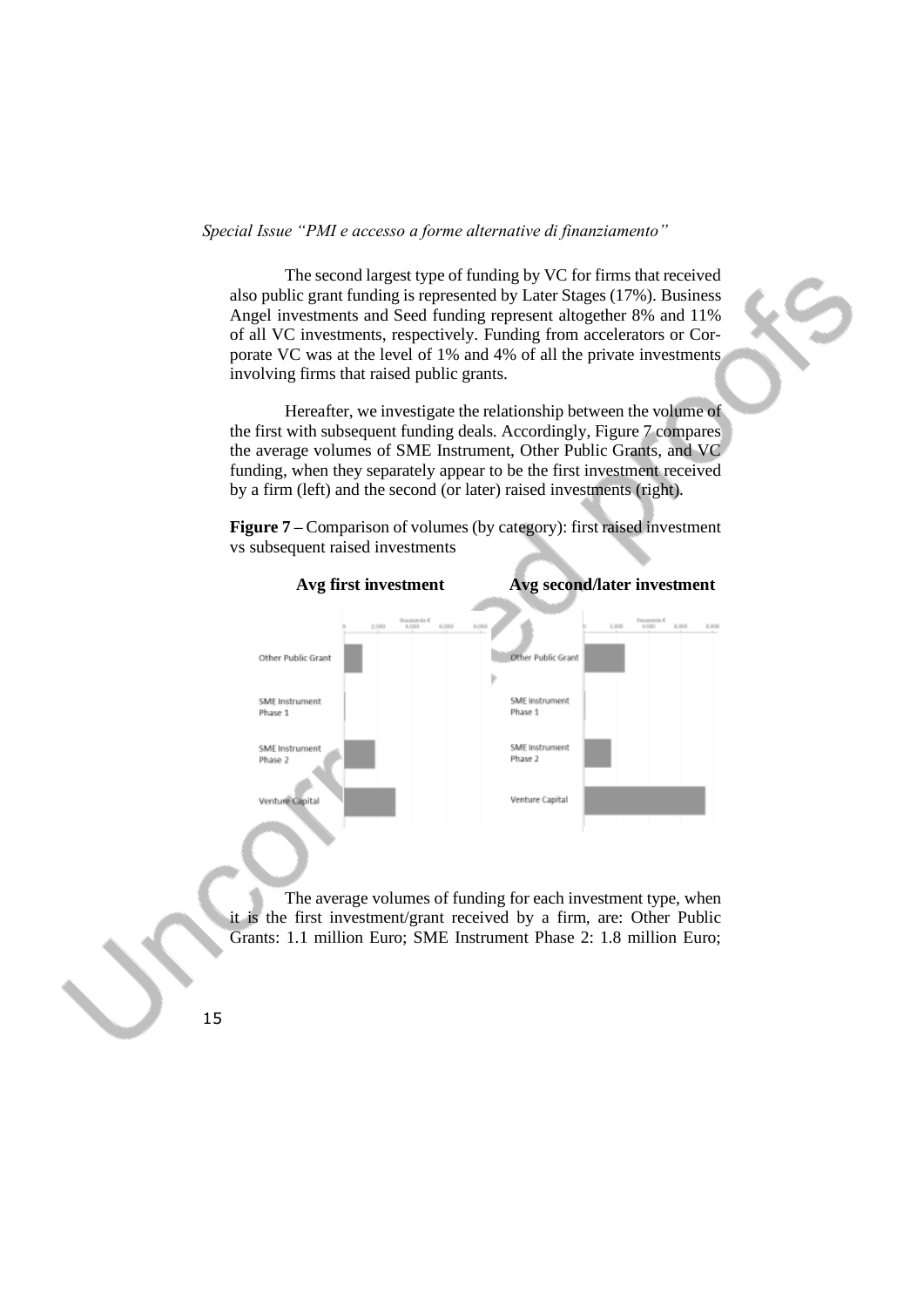The second largest type of funding by VC for firms that received also public grant funding is represented by Later Stages (17%). Business Angel investments and Seed funding represent altogether 8% and 11% of all VC investments, respectively. Funding from accelerators or Corporate VC was at the level of 1% and 4% of all the private investments involving firms that raised public grants.

Hereafter, we investigate the relationship between the volume of the first with subsequent funding deals. Accordingly, Figure 7 compares the average volumes of SME Instrument, Other Public Grants, and VC funding, when they separately appear to be the first investment received by a firm (left) and the second (or later) raised investments (right).

**Figure 7 –** Comparison of volumes (by category): first raised investment vs subsequent raised investments

**Avg first investment** **Avg second/later investment**

The average volumes of funding for each investment type, when it is the first investment/grant received by a firm, are: Other Public Grants: 1.1 million Euro; SME Instrument Phase 2: 1.8 million Euro;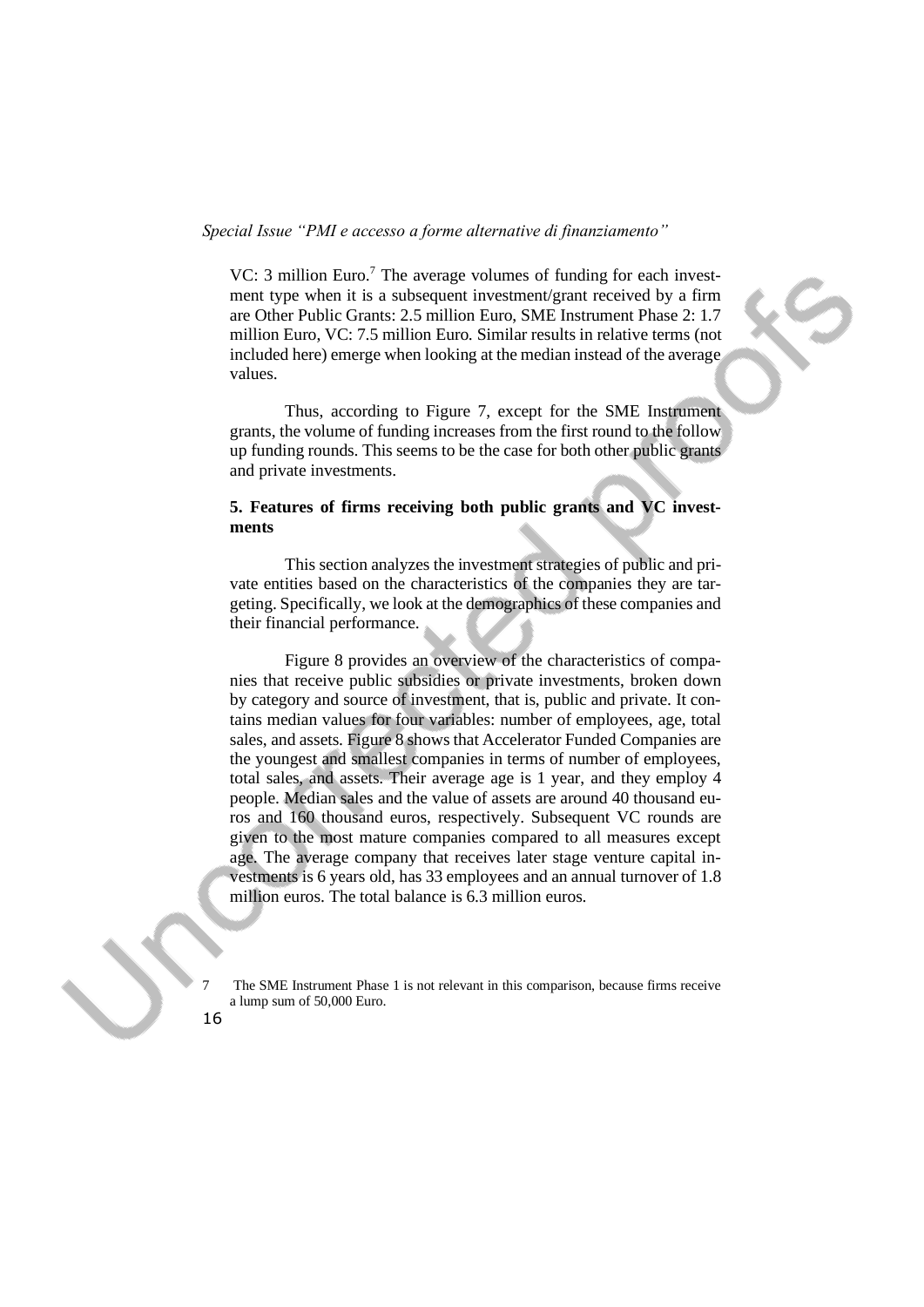VC: 3 million Euro.[7] The average volumes of funding for each investment type when it is a subsequent investment/grant received by a firm are Other Public Grants: 2.5 million Euro, SME Instrument Phase 2: 1.7 million Euro, VC: 7.5 million Euro. Similar results in relative terms (not included here) emerge when looking at the median instead of the average values.

Thus, according to Figure 7, except for the SME Instrument grants, the volume of funding increases from the first round to the follow up funding rounds. This seems to be the case for both other public grants and private investments.

## 5. Features of firms receiving both public grants and VC investments

This section analyzes the investment strategies of public and private entities based on the characteristics of the companies they are targeting. Specifically, we look at the demographics of these companies and their financial performance.

Figure 8 provides an overview of the characteristics of companies that receive public subsidies or private investments, broken down by category and source of investment, that is, public and private. It contains median values for four variables: number of employees, age, total sales, and assets. Figure 8 shows that Accelerator Funded Companies are the youngest and smallest companies in terms of number of employees, total sales, and assets. Their average age is 1 year, and they employ 4 people. Median sales and the value of assets are around 40 thousand euros and 160 thousand euros, respectively. Subsequent VC rounds are given to the most mature companies compared to all measures except age. The average company that receives later stage venture capital investments is 6 years old, has 33 employees and an annual turnover of 1.8 million euros. The total balance is 6.3 million euros.

[7] The SME Instrument Phase 1 is not relevant in this comparison, because firms receive a lump sum of 50,000 Euro.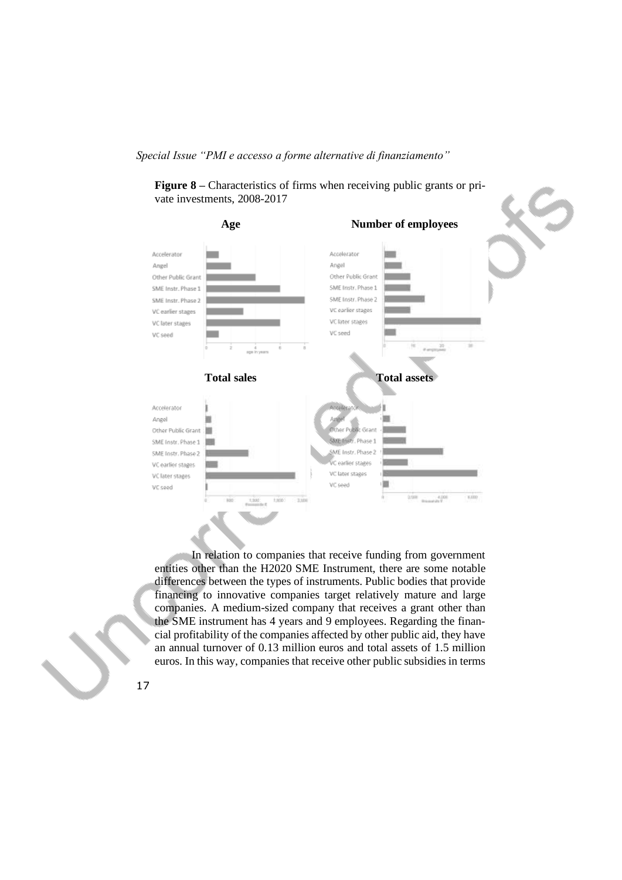**Figure 8 –** Characteristics of firms when receiving public grants or private investments, 2008-2017

**Age**

**Number of employees**

**Total sales**

**Total assets**

In relation to companies that receive funding from government entities other than the H2020 SME Instrument, there are some notable differences between the types of instruments. Public bodies that provide financing to innovative companies target relatively mature and large companies. A medium-sized company that receives a grant other than the SME instrument has 4 years and 9 employees. Regarding the financial profitability of the companies affected by other public aid, they have an annual turnover of 0.13 million euros and total assets of 1.5 million euros. In this way, companies that receive other public subsidies in terms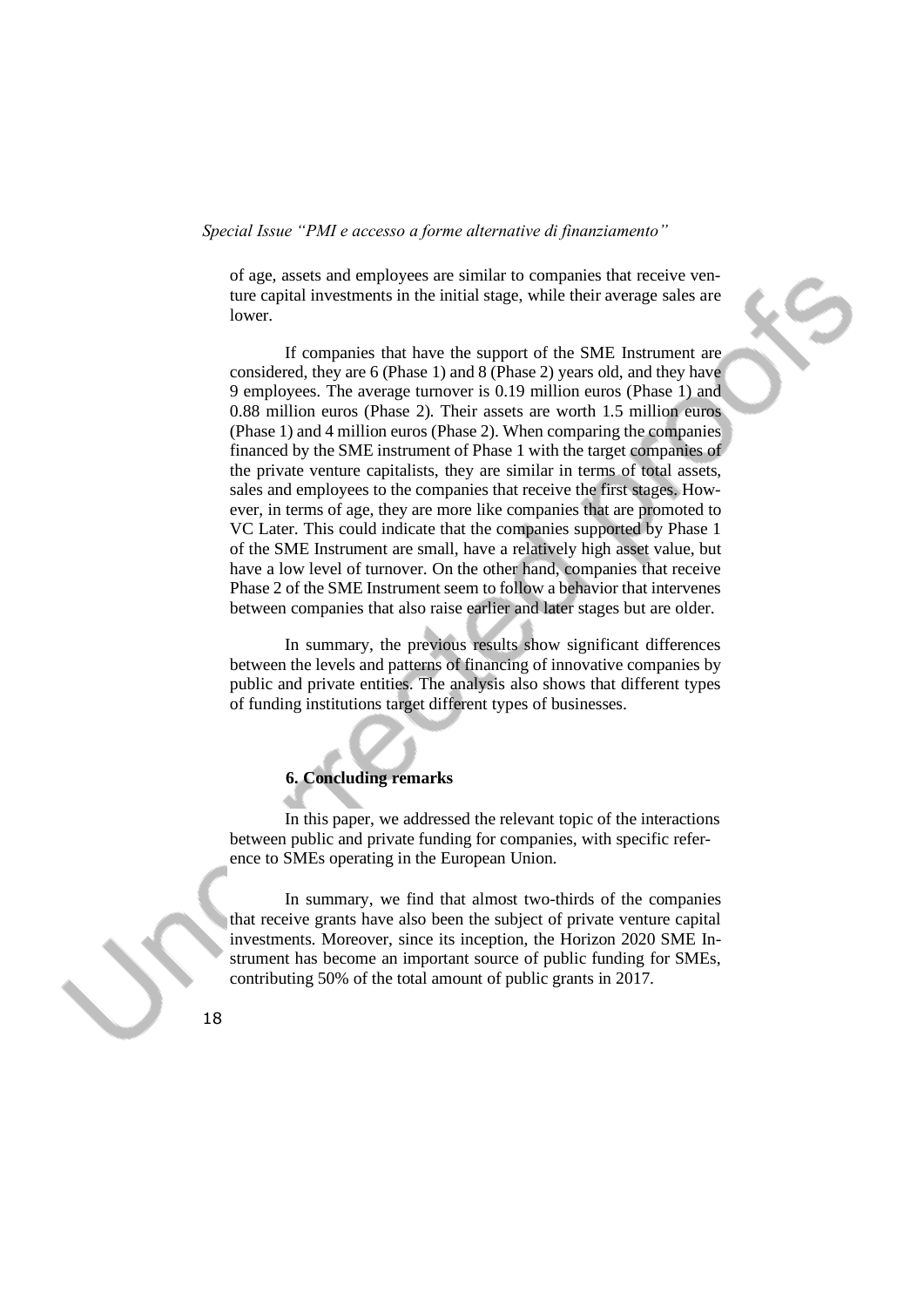of age, assets and employees are similar to companies that receive venture capital investments in the initial stage, while their average sales are lower.

If companies that have the support of the SME Instrument are considered, they are 6 (Phase 1) and 8 (Phase 2) years old, and they have 9 employees. The average turnover is 0.19 million euros (Phase 1) and 0.88 million euros (Phase 2). Their assets are worth 1.5 million euros (Phase 1) and 4 million euros (Phase 2). When comparing the companies financed by the SME instrument of Phase 1 with the target companies of the private venture capitalists, they are similar in terms of total assets, sales and employees to the companies that receive the first stages. However, in terms of age, they are more like companies that are promoted to VC Later. This could indicate that the companies supported by Phase 1 of the SME Instrument are small, have a relatively high asset value, but have a low level of turnover. On the other hand, companies that receive Phase 2 of the SME Instrument seem to follow a behavior that intervenes between companies that also raise earlier and later stages but are older.

In summary, the previous results show significant differences between the levels and patterns of financing of innovative companies by public and private entities. The analysis also shows that different types of funding institutions target different types of businesses.

## 6. Concluding remarks

In this paper, we addressed the relevant topic of the interactions between public and private funding for companies, with specific reference to SMEs operating in the European Union.

In summary, we find that almost two-thirds of the companies that receive grants have also been the subject of private venture capital investments. Moreover, since its inception, the Horizon 2020 SME Instrument has become an important source of public funding for SMEs, contributing 50% of the total amount of public grants in 2017.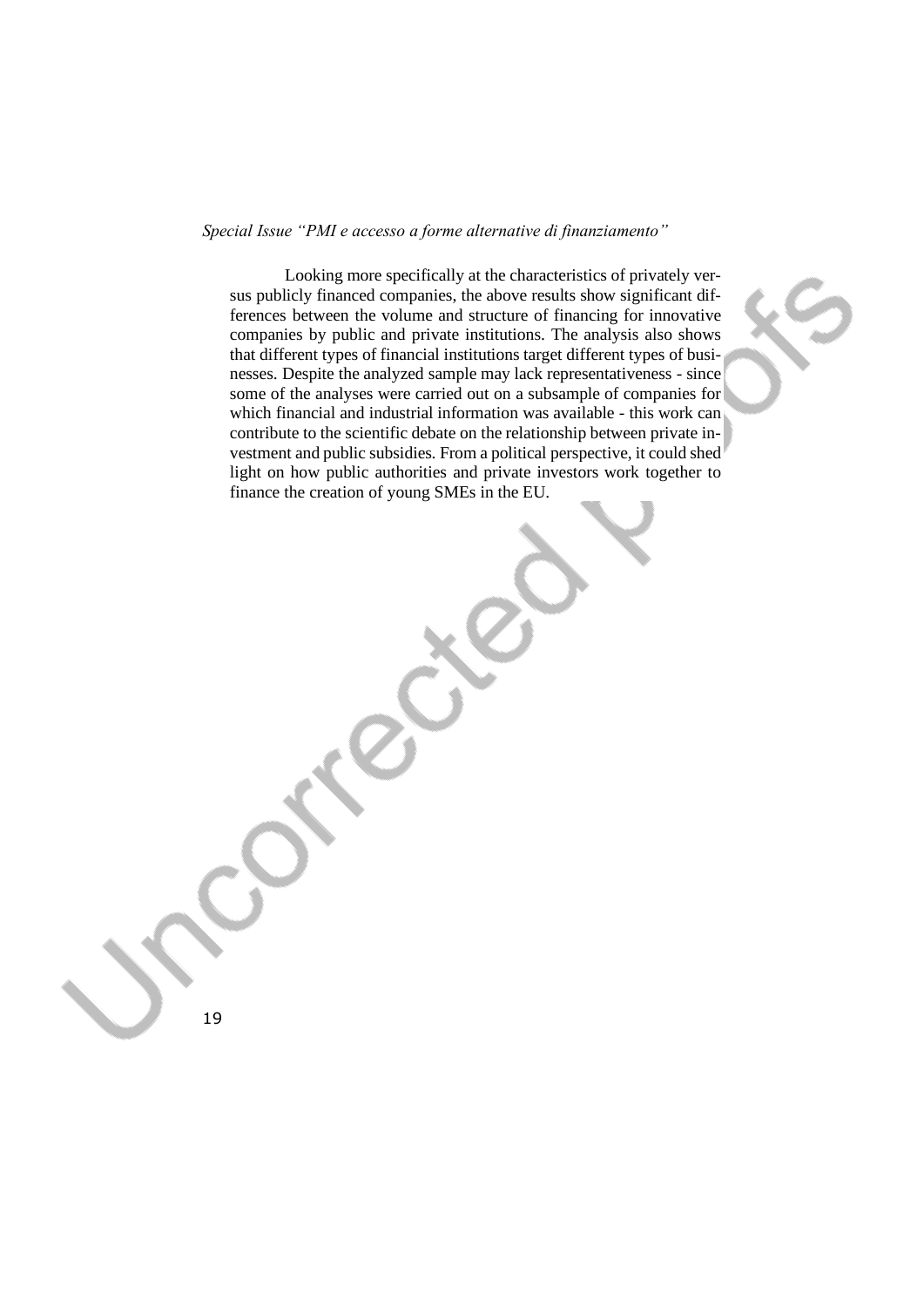Looking more specifically at the characteristics of privately versus publicly financed companies, the above results show significant differences between the volume and structure of financing for innovative companies by public and private institutions. The analysis also shows that different types of financial institutions target different types of businesses. Despite the analyzed sample may lack representativeness - since some of the analyses were carried out on a subsample of companies for which financial and industrial information was available - this work can contribute to the scientific debate on the relationship between private investment and public subsidies. From a political perspective, it could shed light on how public authorities and private investors work together to finance the creation of young SMEs in the EU.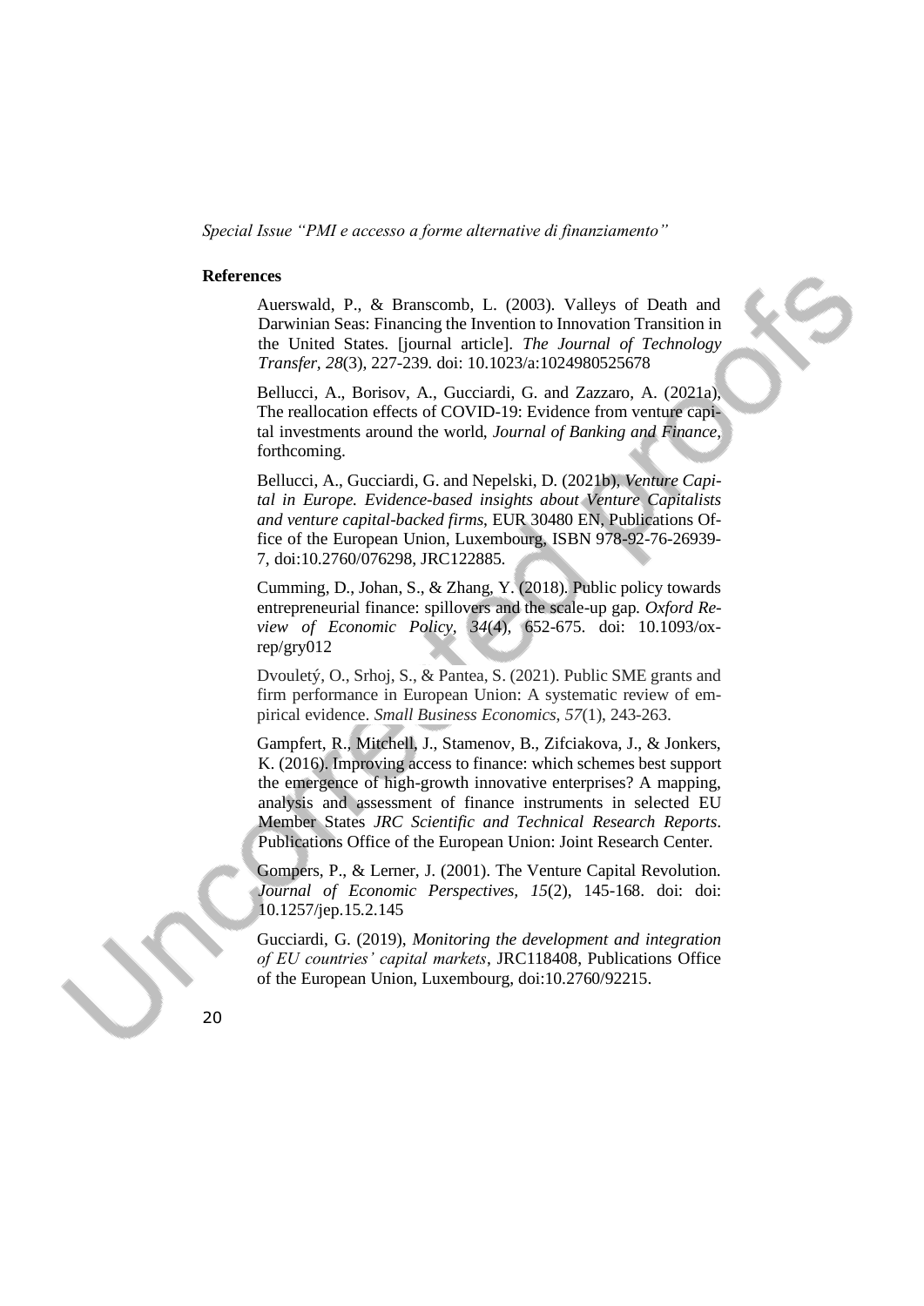**References**

Auerswald, P., & Branscomb, L. (2003). Valleys of Death and Darwinian Seas: Financing the Invention to Innovation Transition in the United States. [journal article]. *The Journal of Technology Transfer, 28*(3), 227-239. doi: 10.1023/a:1024980525678

Bellucci, A., Borisov, A., Gucciardi, G. and Zazzaro, A. (2021a), The reallocation effects of COVID-19: Evidence from venture capital investments around the world, *Journal of Banking and Finance*, forthcoming.

Bellucci, A., Gucciardi, G. and Nepelski, D. (2021b), *Venture Capital in Europe. Evidence-based insights about Venture Capitalists and venture capital-backed firms*, EUR 30480 EN, Publications Office of the European Union, Luxembourg, ISBN 978-92-76-26939-7, doi:10.2760/076298, JRC122885.

Cumming, D., Johan, S., & Zhang, Y. (2018). Public policy towards entrepreneurial finance: spillovers and the scale-up gap. *Oxford Review of Economic Policy, 34*(4), 652-675. doi: 10.1093/oxrep/gry012

Dvouletý, O., Srhoj, S., & Pantea, S. (2021). Public SME grants and firm performance in European Union: A systematic review of empirical evidence. *Small Business Economics, 57*(1), 243-263.

Gampfert, R., Mitchell, J., Stamenov, B., Zifciakova, J., & Jonkers, K. (2016). Improving access to finance: which schemes best support the emergence of high-growth innovative enterprises? A mapping, analysis and assessment of finance instruments in selected EU Member States *JRC Scientific and Technical Research Reports*. Publications Office of the European Union: Joint Research Center.

Gompers, P., & Lerner, J. (2001). The Venture Capital Revolution. *Journal of Economic Perspectives, 15*(2), 145-168. doi: doi: 10.1257/jep.15.2.145

Gucciardi, G. (2019), *Monitoring the development and integration of EU countries' capital markets*, JRC118408, Publications Office of the European Union, Luxembourg, doi:10.2760/92215.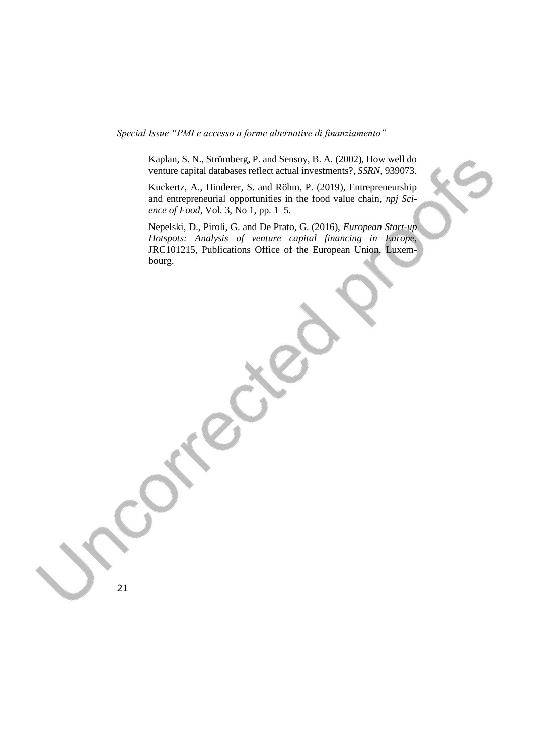Kaplan, S. N., Strömberg, P. and Sensoy, B. A. (2002), How well do venture capital databases reflect actual investments?, *SSRN*, 939073.

Kuckertz, A., Hinderer, S. and Röhm, P. (2019), Entrepreneurship and entrepreneurial opportunities in the food value chain, *npj Science of Food*, Vol. 3, No 1, pp. 1–5.

Nepelski, D., Piroli, G. and De Prato, G. (2016), *European Start-up Hotspots: Analysis of venture capital financing in Europe*, JRC101215, Publications Office of the European Union, Luxembourg.